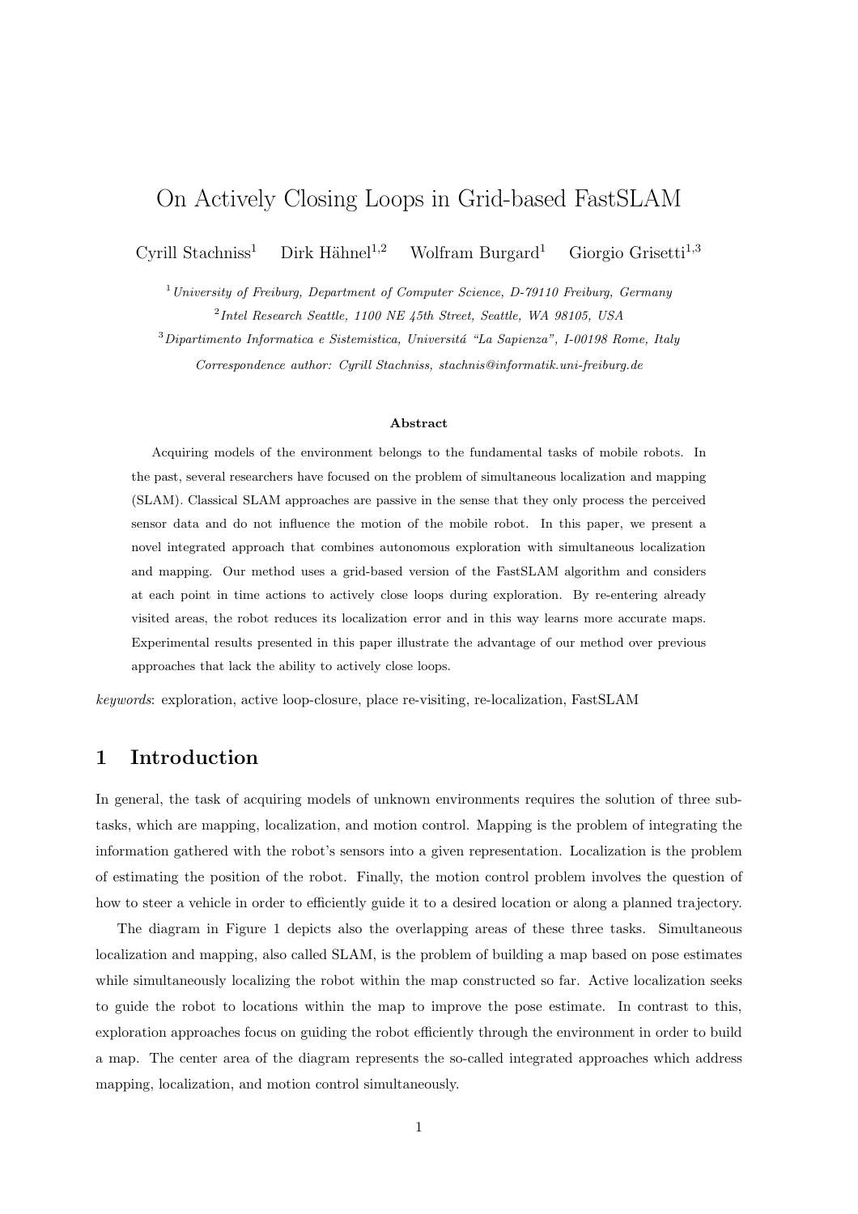# On Actively Closing Loops in Grid-based FastSLAM

Cyrill Stachniss[1] Dirk Hähnel[1,2] Wolfram Burgard[1] Giorgio Grisetti[1,3]

[1] *University of Freiburg, Department of Computer Science, D-79110 Freiburg, Germany*

[2] *Intel Research Seattle, 1100 NE 45th Street, Seattle, WA 98105, USA*

[3] *Dipartimento Informatica e Sistemistica, Universitá "La Sapienza", I-00198 Rome, Italy*

*Correspondence author: Cyrill Stachniss, stachnis@informatik.uni-freiburg.de*

**Abstract**

Acquiring models of the environment belongs to the fundamental tasks of mobile robots. In the past, several researchers have focused on the problem of simultaneous localization and mapping (SLAM). Classical SLAM approaches are passive in the sense that they only process the perceived sensor data and do not influence the motion of the mobile robot. In this paper, we present a novel integrated approach that combines autonomous exploration with simultaneous localization and mapping. Our method uses a grid-based version of the FastSLAM algorithm and considers at each point in time actions to actively close loops during exploration. By re-entering already visited areas, the robot reduces its localization error and in this way learns more accurate maps. Experimental results presented in this paper illustrate the advantage of our method over previous approaches that lack the ability to actively close loops.

*keywords*: exploration, active loop-closure, place re-visiting, re-localization, FastSLAM

## 1 Introduction

In general, the task of acquiring models of unknown environments requires the solution of three subtasks, which are mapping, localization, and motion control. Mapping is the problem of integrating the information gathered with the robot's sensors into a given representation. Localization is the problem of estimating the position of the robot. Finally, the motion control problem involves the question of how to steer a vehicle in order to efficiently guide it to a desired location or along a planned trajectory.

The diagram in Figure 1 depicts also the overlapping areas of these three tasks. Simultaneous localization and mapping, also called SLAM, is the problem of building a map based on pose estimates while simultaneously localizing the robot within the map constructed so far. Active localization seeks to guide the robot to locations within the map to improve the pose estimate. In contrast to this, exploration approaches focus on guiding the robot efficiently through the environment in order to build a map. The center area of the diagram represents the so-called integrated approaches which address mapping, localization, and motion control simultaneously.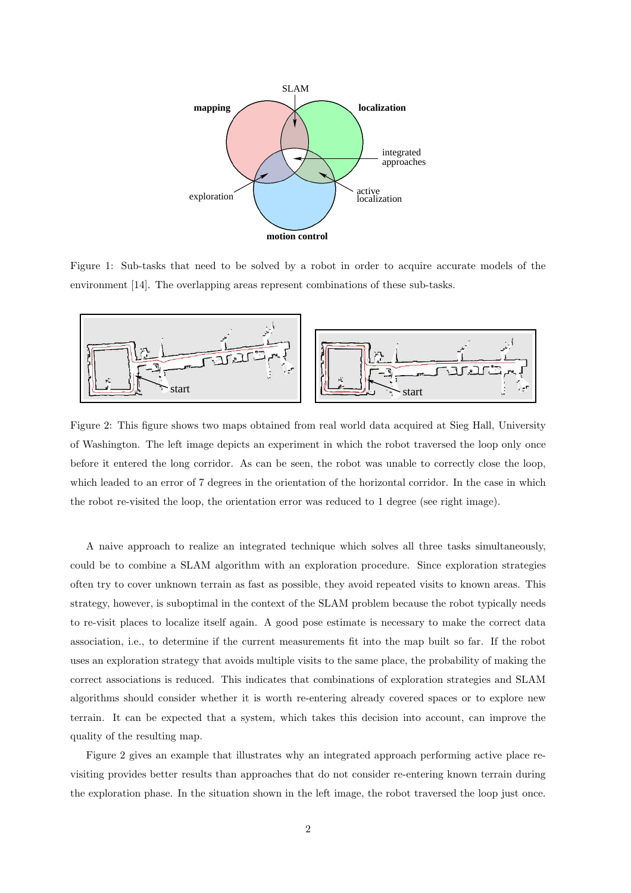SLAM

mapping

localization

integrated approaches

exploration

active localization

motion control

Figure 1: Sub-tasks that need to be solved by a robot in order to acquire accurate models of the environment [14]. The overlapping areas represent combinations of these sub-tasks.

start

start

Figure 2: This figure shows two maps obtained from real world data acquired at Sieg Hall, University of Washington. The left image depicts an experiment in which the robot traversed the loop only once before it entered the long corridor. As can be seen, the robot was unable to correctly close the loop, which leaded to an error of 7 degrees in the orientation of the horizontal corridor. In the case in which the robot re-visited the loop, the orientation error was reduced to 1 degree (see right image).

A naive approach to realize an integrated technique which solves all three tasks simultaneously, could be to combine a SLAM algorithm with an exploration procedure. Since exploration strategies often try to cover unknown terrain as fast as possible, they avoid repeated visits to known areas. This strategy, however, is suboptimal in the context of the SLAM problem because the robot typically needs to re-visit places to localize itself again. A good pose estimate is necessary to make the correct data association, i.e., to determine if the current measurements fit into the map built so far. If the robot uses an exploration strategy that avoids multiple visits to the same place, the probability of making the correct associations is reduced. This indicates that combinations of exploration strategies and SLAM algorithms should consider whether it is worth re-entering already covered spaces or to explore new terrain. It can be expected that a system, which takes this decision into account, can improve the quality of the resulting map.

Figure 2 gives an example that illustrates why an integrated approach performing active place re-visiting provides better results than approaches that do not consider re-entering known terrain during the exploration phase. In the situation shown in the left image, the robot traversed the loop just once.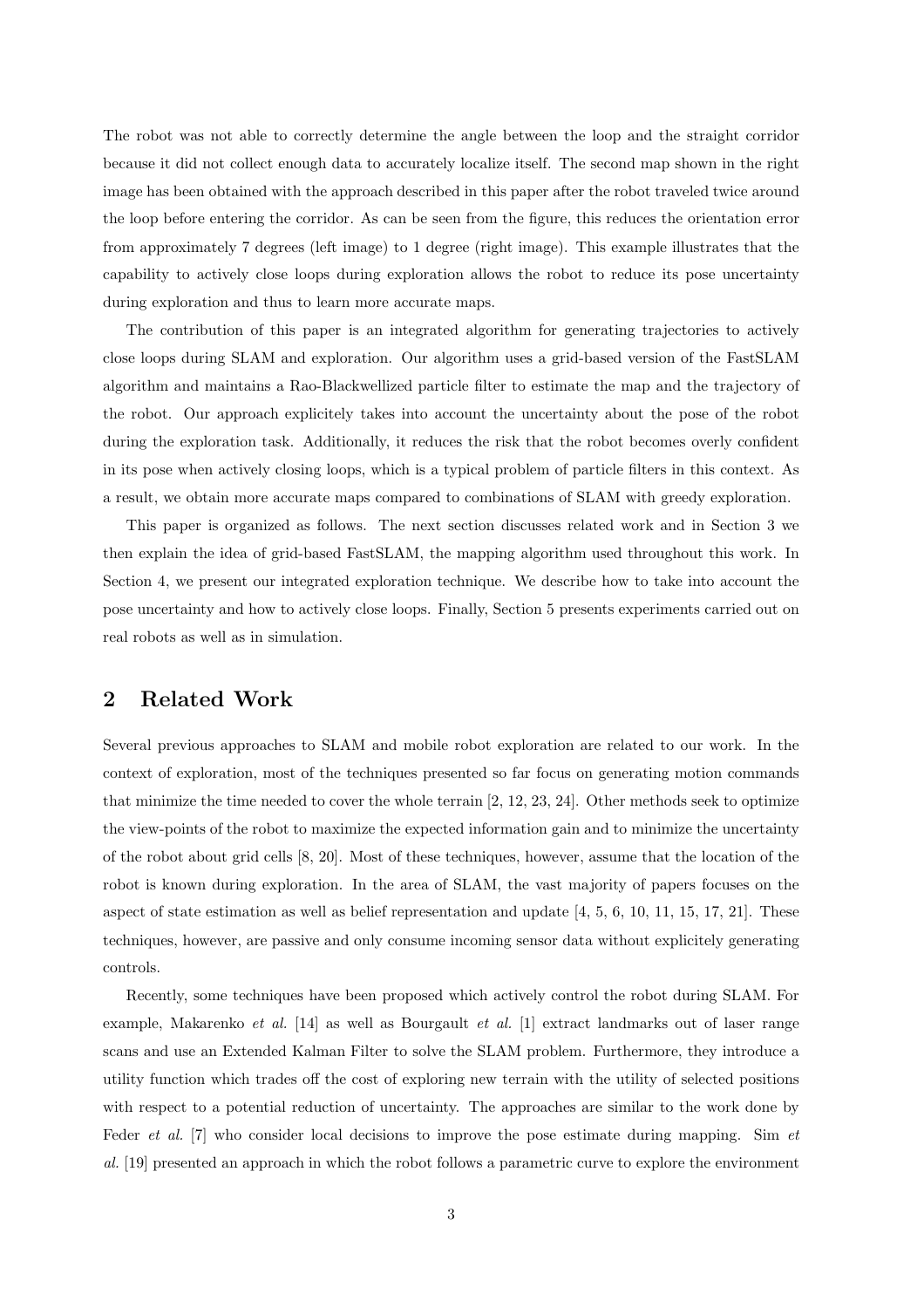The robot was not able to correctly determine the angle between the loop and the straight corridor because it did not collect enough data to accurately localize itself. The second map shown in the right image has been obtained with the approach described in this paper after the robot traveled twice around the loop before entering the corridor. As can be seen from the figure, this reduces the orientation error from approximately 7 degrees (left image) to 1 degree (right image). This example illustrates that the capability to actively close loops during exploration allows the robot to reduce its pose uncertainty during exploration and thus to learn more accurate maps.

The contribution of this paper is an integrated algorithm for generating trajectories to actively close loops during SLAM and exploration. Our algorithm uses a grid-based version of the FastSLAM algorithm and maintains a Rao-Blackwellized particle filter to estimate the map and the trajectory of the robot. Our approach explicitely takes into account the uncertainty about the pose of the robot during the exploration task. Additionally, it reduces the risk that the robot becomes overly confident in its pose when actively closing loops, which is a typical problem of particle filters in this context. As a result, we obtain more accurate maps compared to combinations of SLAM with greedy exploration.

This paper is organized as follows. The next section discusses related work and in Section 3 we then explain the idea of grid-based FastSLAM, the mapping algorithm used throughout this work. In Section 4, we present our integrated exploration technique. We describe how to take into account the pose uncertainty and how to actively close loops. Finally, Section 5 presents experiments carried out on real robots as well as in simulation.

## 2 Related Work

Several previous approaches to SLAM and mobile robot exploration are related to our work. In the context of exploration, most of the techniques presented so far focus on generating motion commands that minimize the time needed to cover the whole terrain [2, 12, 23, 24]. Other methods seek to optimize the view-points of the robot to maximize the expected information gain and to minimize the uncertainty of the robot about grid cells [8, 20]. Most of these techniques, however, assume that the location of the robot is known during exploration. In the area of SLAM, the vast majority of papers focuses on the aspect of state estimation as well as belief representation and update [4, 5, 6, 10, 11, 15, 17, 21]. These techniques, however, are passive and only consume incoming sensor data without explicitely generating controls.

Recently, some techniques have been proposed which actively control the robot during SLAM. For example, Makarenko *et al.* [14] as well as Bourgault *et al.* [1] extract landmarks out of laser range scans and use an Extended Kalman Filter to solve the SLAM problem. Furthermore, they introduce a utility function which trades off the cost of exploring new terrain with the utility of selected positions with respect to a potential reduction of uncertainty. The approaches are similar to the work done by Feder *et al.* [7] who consider local decisions to improve the pose estimate during mapping. Sim *et al.* [19] presented an approach in which the robot follows a parametric curve to explore the environment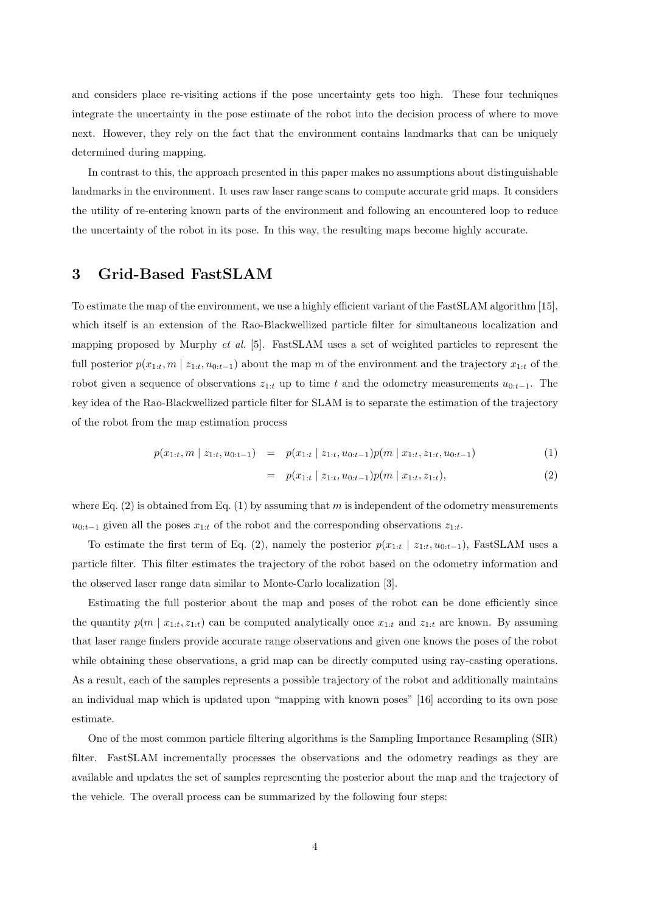and considers place re-visiting actions if the pose uncertainty gets too high. These four techniques integrate the uncertainty in the pose estimate of the robot into the decision process of where to move next. However, they rely on the fact that the environment contains landmarks that can be uniquely determined during mapping.

In contrast to this, the approach presented in this paper makes no assumptions about distinguishable landmarks in the environment. It uses raw laser range scans to compute accurate grid maps. It considers the utility of re-entering known parts of the environment and following an encountered loop to reduce the uncertainty of the robot in its pose. In this way, the resulting maps become highly accurate.

## 3 Grid-Based FastSLAM

To estimate the map of the environment, we use a highly efficient variant of the FastSLAM algorithm [15], which itself is an extension of the Rao-Blackwellized particle filter for simultaneous localization and mapping proposed by Murphy *et al.* [5]. FastSLAM uses a set of weighted particles to represent the full posterior $p(x_{1:t}, m \mid z_{1:t}, u_{0:t-1})$ about the map $m$ of the environment and the trajectory $x_{1:t}$ of the robot given a sequence of observations $z_{1:t}$ up to time $t$ and the odometry measurements $u_{0:t-1}$. The key idea of the Rao-Blackwellized particle filter for SLAM is to separate the estimation of the trajectory of the robot from the map estimation process

$$
\begin{aligned}
p(x_{1:t}, m \mid z_{1:t}, u_{0:t-1}) &= p(x_{1:t} \mid z_{1:t}, u_{0:t-1}) p(m \mid x_{1:t}, z_{1:t}, u_{0:t-1}) \quad (1) \\
&= p(x_{1:t} \mid z_{1:t}, u_{0:t-1}) p(m \mid x_{1:t}, z_{1:t}), \quad (2)
\end{aligned}
$$

where Eq. (2) is obtained from Eq. (1) by assuming that $m$ is independent of the odometry measurements $u_{0:t-1}$ given all the poses $x_{1:t}$ of the robot and the corresponding observations $z_{1:t}$.

To estimate the first term of Eq. (2), namely the posterior $p(x_{1:t} \mid z_{1:t}, u_{0:t-1})$, FastSLAM uses a particle filter. This filter estimates the trajectory of the robot based on the odometry information and the observed laser range data similar to Monte-Carlo localization [3].

Estimating the full posterior about the map and poses of the robot can be done efficiently since the quantity $p(m \mid x_{1:t}, z_{1:t})$ can be computed analytically once $x_{1:t}$ and $z_{1:t}$ are known. By assuming that laser range finders provide accurate range observations and given one knows the poses of the robot while obtaining these observations, a grid map can be directly computed using ray-casting operations. As a result, each of the samples represents a possible trajectory of the robot and additionally maintains an individual map which is updated upon "mapping with known poses" [16] according to its own pose estimate.

One of the most common particle filtering algorithms is the Sampling Importance Resampling (SIR) filter. FastSLAM incrementally processes the observations and the odometry readings as they are available and updates the set of samples representing the posterior about the map and the trajectory of the vehicle. The overall process can be summarized by the following four steps: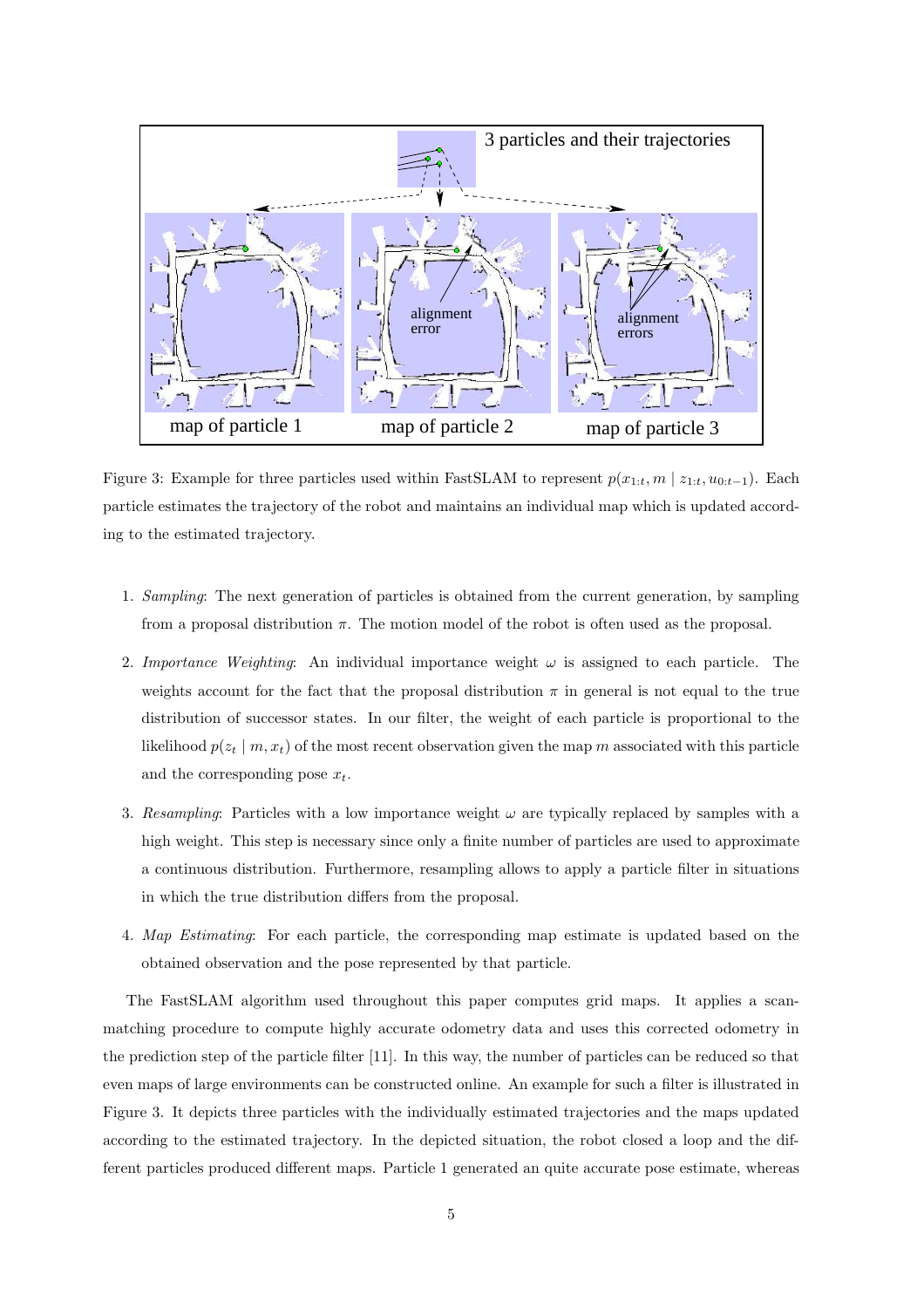Figure 3: Example for three particles used within FastSLAM to represent $p(x_{1:t}, m \mid z_{1:t}, u_{0:t-1})$. Each particle estimates the trajectory of the robot and maintains an individual map which is updated according to the estimated trajectory.

1. *Sampling*: The next generation of particles is obtained from the current generation, by sampling from a proposal distribution $\pi$. The motion model of the robot is often used as the proposal.
2. *Importance Weighting*: An individual importance weight $\omega$ is assigned to each particle. The weights account for the fact that the proposal distribution $\pi$ in general is not equal to the true distribution of successor states. In our filter, the weight of each particle is proportional to the likelihood $p(z_t \mid m, x_t)$ of the most recent observation given the map $m$ associated with this particle and the corresponding pose $x_t$.
3. *Resampling*: Particles with a low importance weight $\omega$ are typically replaced by samples with a high weight. This step is necessary since only a finite number of particles are used to approximate a continuous distribution. Furthermore, resampling allows to apply a particle filter in situations in which the true distribution differs from the proposal.
4. *Map Estimating*: For each particle, the corresponding map estimate is updated based on the obtained observation and the pose represented by that particle.

The FastSLAM algorithm used throughout this paper computes grid maps. It applies a scan-matching procedure to compute highly accurate odometry data and uses this corrected odometry in the prediction step of the particle filter [11]. In this way, the number of particles can be reduced so that even maps of large environments can be constructed online. An example for such a filter is illustrated in Figure 3. It depicts three particles with the individually estimated trajectories and the maps updated according to the estimated trajectory. In the depicted situation, the robot closed a loop and the different particles produced different maps. Particle 1 generated an quite accurate pose estimate, whereas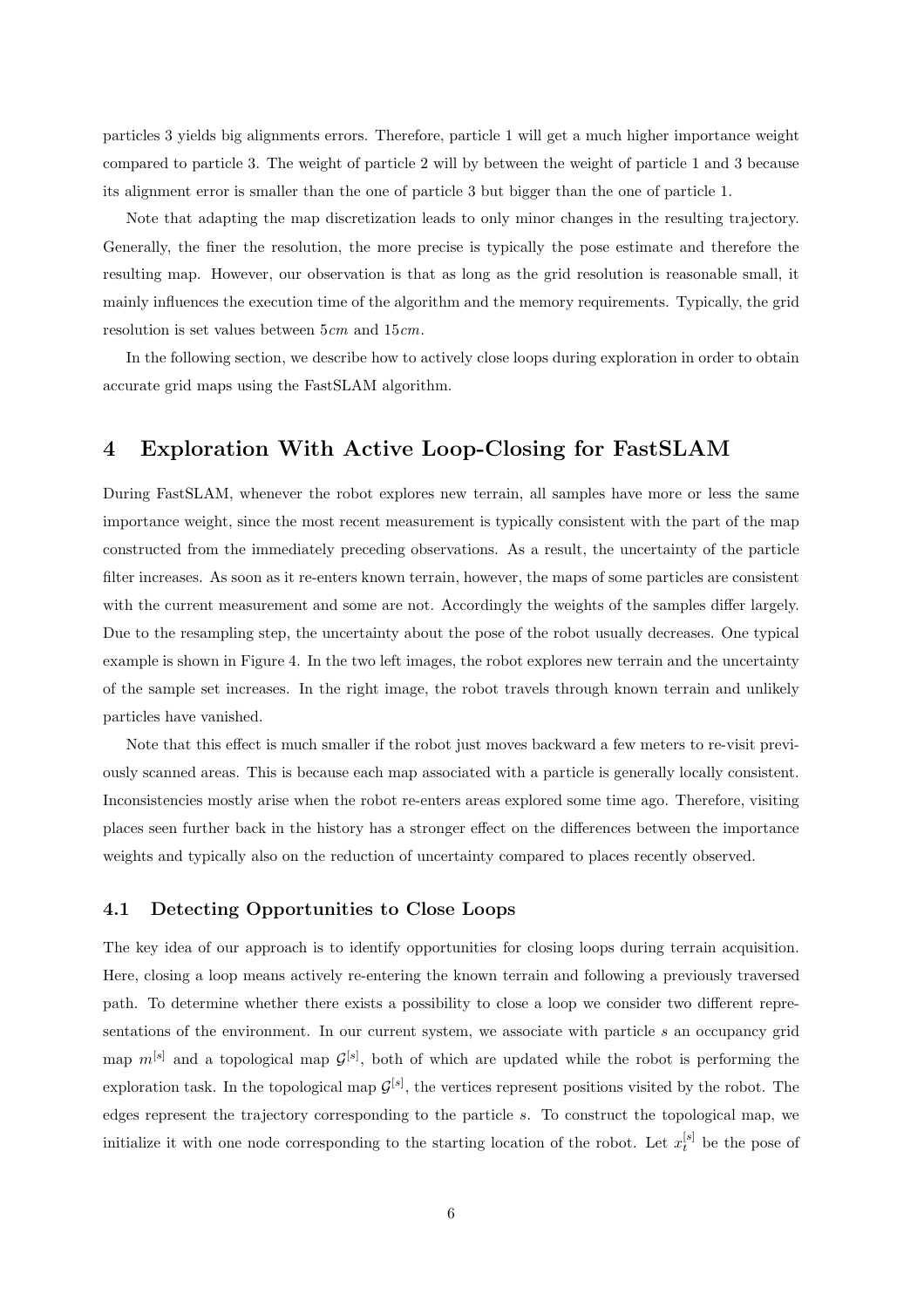particles 3 yields big alignments errors. Therefore, particle 1 will get a much higher importance weight compared to particle 3. The weight of particle 2 will by between the weight of particle 1 and 3 because its alignment error is smaller than the one of particle 3 but bigger than the one of particle 1.

Note that adapting the map discretization leads to only minor changes in the resulting trajectory. Generally, the finer the resolution, the more precise is typically the pose estimate and therefore the resulting map. However, our observation is that as long as the grid resolution is reasonable small, it mainly influences the execution time of the algorithm and the memory requirements. Typically, the grid resolution is set values between $5cm$ and $15cm$.

In the following section, we describe how to actively close loops during exploration in order to obtain accurate grid maps using the FastSLAM algorithm.

# 4 Exploration With Active Loop-Closing for FastSLAM

During FastSLAM, whenever the robot explores new terrain, all samples have more or less the same importance weight, since the most recent measurement is typically consistent with the part of the map constructed from the immediately preceding observations. As a result, the uncertainty of the particle filter increases. As soon as it re-enters known terrain, however, the maps of some particles are consistent with the current measurement and some are not. Accordingly the weights of the samples differ largely. Due to the resampling step, the uncertainty about the pose of the robot usually decreases. One typical example is shown in Figure 4. In the two left images, the robot explores new terrain and the uncertainty of the sample set increases. In the right image, the robot travels through known terrain and unlikely particles have vanished.

Note that this effect is much smaller if the robot just moves backward a few meters to re-visit previously scanned areas. This is because each map associated with a particle is generally locally consistent. Inconsistencies mostly arise when the robot re-enters areas explored some time ago. Therefore, visiting places seen further back in the history has a stronger effect on the differences between the importance weights and typically also on the reduction of uncertainty compared to places recently observed.

## 4.1 Detecting Opportunities to Close Loops

The key idea of our approach is to identify opportunities for closing loops during terrain acquisition. Here, closing a loop means actively re-entering the known terrain and following a previously traversed path. To determine whether there exists a possibility to close a loop we consider two different representations of the environment. In our current system, we associate with particle $s$ an occupancy grid map $m^{[s]}$ and a topological map $\mathcal{G}^{[s]}$, both of which are updated while the robot is performing the exploration task. In the topological map $\mathcal{G}^{[s]}$, the vertices represent positions visited by the robot. The edges represent the trajectory corresponding to the particle $s$. To construct the topological map, we initialize it with one node corresponding to the starting location of the robot. Let $x_t^{[s]}$ be the pose of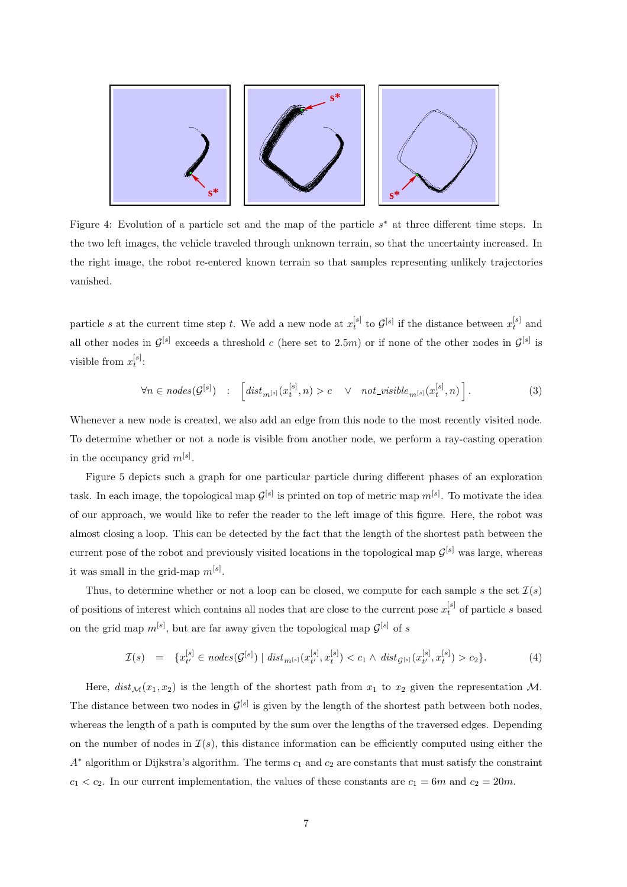Figure 4: Evolution of a particle set and the map of the particle $s^*$ at three different time steps. In the two left images, the vehicle traveled through unknown terrain, so that the uncertainty increased. In the right image, the robot re-entered known terrain so that samples representing unlikely trajectories vanished.

particle $s$ at the current time step $t$. We add a new node at $x_t^{[s]}$ to $\mathcal{G}^{[s]}$ if the distance between $x_t^{[s]}$ and all other nodes in $\mathcal{G}^{[s]}$ exceeds a threshold $c$ (here set to $2.5m$) or if none of the other nodes in $\mathcal{G}^{[s]}$ is visible from $x_t^{[s]}$:

$$\forall n \in \mathit{nodes}(\mathcal{G}^{[s]}) \quad : \quad \left[ \mathit{dist}_{m^{[s]}}(x_t^{[s]}, n) > c \quad \vee \quad \mathit{not\_visible}_{m^{[s]}}(x_t^{[s]}, n) \right]. \tag{3}$$

Whenever a new node is created, we also add an edge from this node to the most recently visited node. To determine whether or not a node is visible from another node, we perform a ray-casting operation in the occupancy grid $m^{[s]}$.

Figure 5 depicts such a graph for one particular particle during different phases of an exploration task. In each image, the topological map $\mathcal{G}^{[s]}$ is printed on top of metric map $m^{[s]}$. To motivate the idea of our approach, we would like to refer the reader to the left image of this figure. Here, the robot was almost closing a loop. This can be detected by the fact that the length of the shortest path between the current pose of the robot and previously visited locations in the topological map $\mathcal{G}^{[s]}$ was large, whereas it was small in the grid-map $m^{[s]}$.

Thus, to determine whether or not a loop can be closed, we compute for each sample $s$ the set $\mathcal{I}(s)$ of positions of interest which contains all nodes that are close to the current pose $x_t^{[s]}$ of particle $s$ based on the grid map $m^{[s]}$, but are far away given the topological map $\mathcal{G}^{[s]}$ of $s$

$$\mathcal{I}(s) \quad = \quad \{x_{t'}^{[s]} \in \mathit{nodes}(\mathcal{G}^{[s]}) \mid \mathit{dist}_{m^{[s]}}(x_{t'}^{[s]}, x_t^{[s]}) < c_1 \wedge \mathit{dist}_{\mathcal{G}^{[s]}}(x_{t'}^{[s]}, x_t^{[s]}) > c_2\}. \tag{4}$$

Here, $\mathit{dist}_{\mathcal{M}}(x_1, x_2)$ is the length of the shortest path from $x_1$ to $x_2$ given the representation $\mathcal{M}$. The distance between two nodes in $\mathcal{G}^{[s]}$ is given by the length of the shortest path between both nodes, whereas the length of a path is computed by the sum over the lengths of the traversed edges. Depending on the number of nodes in $\mathcal{I}(s)$, this distance information can be efficiently computed using either the $A^*$ algorithm or Dijkstra's algorithm. The terms $c_1$ and $c_2$ are constants that must satisfy the constraint $c_1 < c_2$. In our current implementation, the values of these constants are $c_1 = 6m$ and $c_2 = 20m$.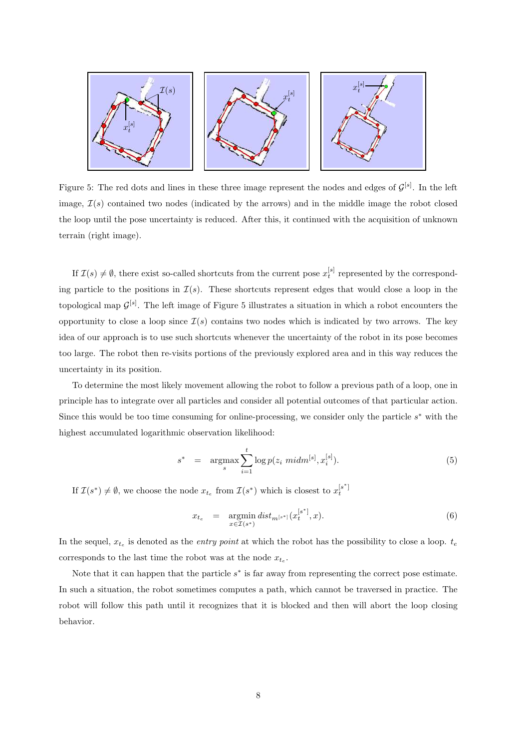Figure 5: The red dots and lines in these three image represent the nodes and edges of $\mathcal{G}^{[s]}$. In the left image, $\mathcal{I}(s)$ contained two nodes (indicated by the arrows) and in the middle image the robot closed the loop until the pose uncertainty is reduced. After this, it continued with the acquisition of unknown terrain (right image).

If $\mathcal{I}(s) \neq \emptyset$, there exist so-called shortcuts from the current pose $x_t^{[s]}$ represented by the corresponding particle to the positions in $\mathcal{I}(s)$. These shortcuts represent edges that would close a loop in the topological map $\mathcal{G}^{[s]}$. The left image of Figure 5 illustrates a situation in which a robot encounters the opportunity to close a loop since $\mathcal{I}(s)$ contains two nodes which is indicated by two arrows. The key idea of our approach is to use such shortcuts whenever the uncertainty of the robot in its pose becomes too large. The robot then re-visits portions of the previously explored area and in this way reduces the uncertainty in its position.

To determine the most likely movement allowing the robot to follow a previous path of a loop, one in principle has to integrate over all particles and consider all potential outcomes of that particular action. Since this would be too time consuming for online-processing, we consider only the particle $s^*$ with the highest accumulated logarithmic observation likelihood:

$$s^* \quad = \quad \underset{s}{\operatorname{argmax}} \sum_{i=1}^{t} \log p(z_i \ midm^{[s]}, x_i^{[s]}). \tag{5}$$

If $\mathcal{I}(s^*) \neq \emptyset$, we choose the node $x_{t_e}$ from $\mathcal{I}(s^*)$ which is closest to $x_t^{[s^*]}$

$$x_{t_e} \quad = \quad \underset{x \in \mathcal{I}(s^*)}{\operatorname{argmin}} \, dist_{m^{[s^*]}}(x_t^{[s^*]}, x). \tag{6}$$

In the sequel, $x_{t_e}$ is denoted as the *entry point* at which the robot has the possibility to close a loop. $t_e$ corresponds to the last time the robot was at the node $x_{t_e}$.

Note that it can happen that the particle $s^*$ is far away from representing the correct pose estimate. In such a situation, the robot sometimes computes a path, which cannot be traversed in practice. The robot will follow this path until it recognizes that it is blocked and then will abort the loop closing behavior.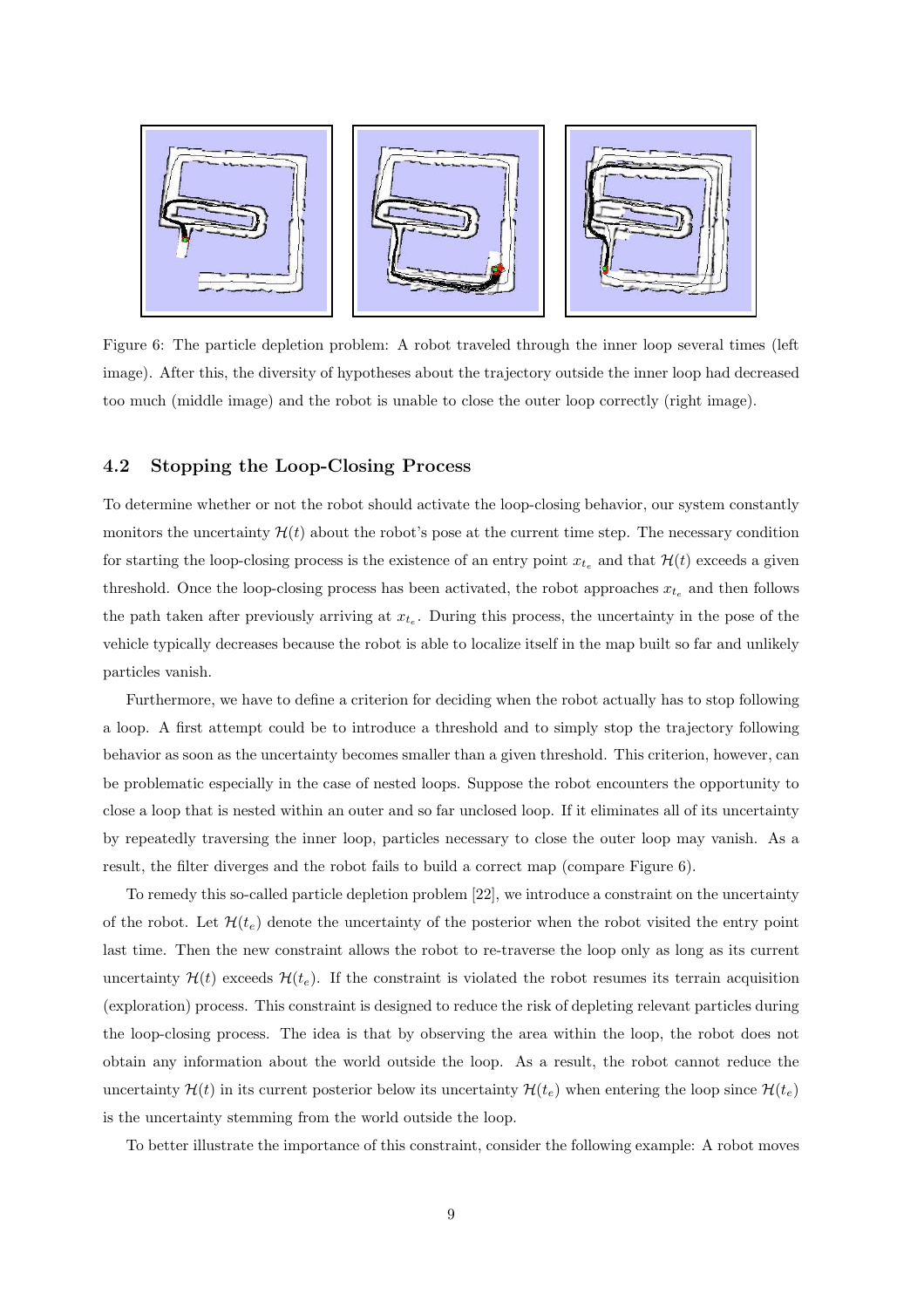Figure 6: The particle depletion problem: A robot traveled through the inner loop several times (left image). After this, the diversity of hypotheses about the trajectory outside the inner loop had decreased too much (middle image) and the robot is unable to close the outer loop correctly (right image).

### 4.2 Stopping the Loop-Closing Process

To determine whether or not the robot should activate the loop-closing behavior, our system constantly monitors the uncertainty $\mathcal{H}(t)$ about the robot's pose at the current time step. The necessary condition for starting the loop-closing process is the existence of an entry point $x_{t_e}$ and that $\mathcal{H}(t)$ exceeds a given threshold. Once the loop-closing process has been activated, the robot approaches $x_{t_e}$ and then follows the path taken after previously arriving at $x_{t_e}$. During this process, the uncertainty in the pose of the vehicle typically decreases because the robot is able to localize itself in the map built so far and unlikely particles vanish.

Furthermore, we have to define a criterion for deciding when the robot actually has to stop following a loop. A first attempt could be to introduce a threshold and to simply stop the trajectory following behavior as soon as the uncertainty becomes smaller than a given threshold. This criterion, however, can be problematic especially in the case of nested loops. Suppose the robot encounters the opportunity to close a loop that is nested within an outer and so far unclosed loop. If it eliminates all of its uncertainty by repeatedly traversing the inner loop, particles necessary to close the outer loop may vanish. As a result, the filter diverges and the robot fails to build a correct map (compare Figure 6).

To remedy this so-called particle depletion problem [22], we introduce a constraint on the uncertainty of the robot. Let $\mathcal{H}(t_e)$ denote the uncertainty of the posterior when the robot visited the entry point last time. Then the new constraint allows the robot to re-traverse the loop only as long as its current uncertainty $\mathcal{H}(t)$ exceeds $\mathcal{H}(t_e)$. If the constraint is violated the robot resumes its terrain acquisition (exploration) process. This constraint is designed to reduce the risk of depleting relevant particles during the loop-closing process. The idea is that by observing the area within the loop, the robot does not obtain any information about the world outside the loop. As a result, the robot cannot reduce the uncertainty $\mathcal{H}(t)$ in its current posterior below its uncertainty $\mathcal{H}(t_e)$ when entering the loop since $\mathcal{H}(t_e)$ is the uncertainty stemming from the world outside the loop.

To better illustrate the importance of this constraint, consider the following example: A robot moves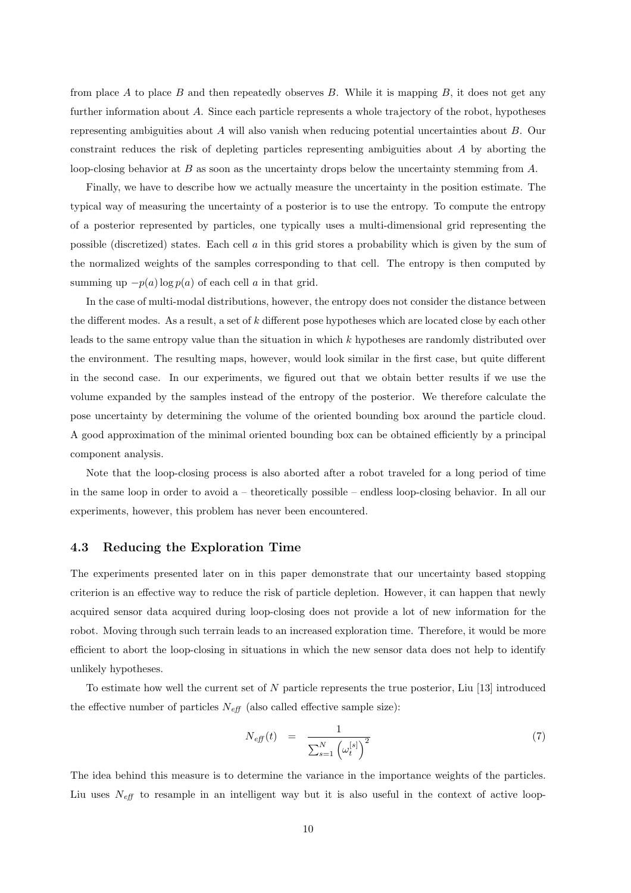from place $A$ to place $B$ and then repeatedly observes $B$. While it is mapping $B$, it does not get any further information about $A$. Since each particle represents a whole trajectory of the robot, hypotheses representing ambiguities about $A$ will also vanish when reducing potential uncertainties about $B$. Our constraint reduces the risk of depleting particles representing ambiguities about $A$ by aborting the loop-closing behavior at $B$ as soon as the uncertainty drops below the uncertainty stemming from $A$.

Finally, we have to describe how we actually measure the uncertainty in the position estimate. The typical way of measuring the uncertainty of a posterior is to use the entropy. To compute the entropy of a posterior represented by particles, one typically uses a multi-dimensional grid representing the possible (discretized) states. Each cell $a$ in this grid stores a probability which is given by the sum of the normalized weights of the samples corresponding to that cell. The entropy is then computed by summing up $-p(a) \log p(a)$ of each cell $a$ in that grid.

In the case of multi-modal distributions, however, the entropy does not consider the distance between the different modes. As a result, a set of $k$ different pose hypotheses which are located close by each other leads to the same entropy value than the situation in which $k$ hypotheses are randomly distributed over the environment. The resulting maps, however, would look similar in the first case, but quite different in the second case. In our experiments, we figured out that we obtain better results if we use the volume expanded by the samples instead of the entropy of the posterior. We therefore calculate the pose uncertainty by determining the volume of the oriented bounding box around the particle cloud. A good approximation of the minimal oriented bounding box can be obtained efficiently by a principal component analysis.

Note that the loop-closing process is also aborted after a robot traveled for a long period of time in the same loop in order to avoid a – theoretically possible – endless loop-closing behavior. In all our experiments, however, this problem has never been encountered.

### 4.3 Reducing the Exploration Time

The experiments presented later on in this paper demonstrate that our uncertainty based stopping criterion is an effective way to reduce the risk of particle depletion. However, it can happen that newly acquired sensor data acquired during loop-closing does not provide a lot of new information for the robot. Moving through such terrain leads to an increased exploration time. Therefore, it would be more efficient to abort the loop-closing in situations in which the new sensor data does not help to identify unlikely hypotheses.

To estimate how well the current set of $N$ particle represents the true posterior, Liu [13] introduced the effective number of particles $N_{eff}$ (also called effective sample size):

$$N_{eff}(t) \quad = \quad \frac{1}{\sum_{s=1}^{N} \left(\omega_t^{[s]}\right)^2} \tag{7}$$

The idea behind this measure is to determine the variance in the importance weights of the particles. Liu uses $N_{eff}$ to resample in an intelligent way but it is also useful in the context of active loop-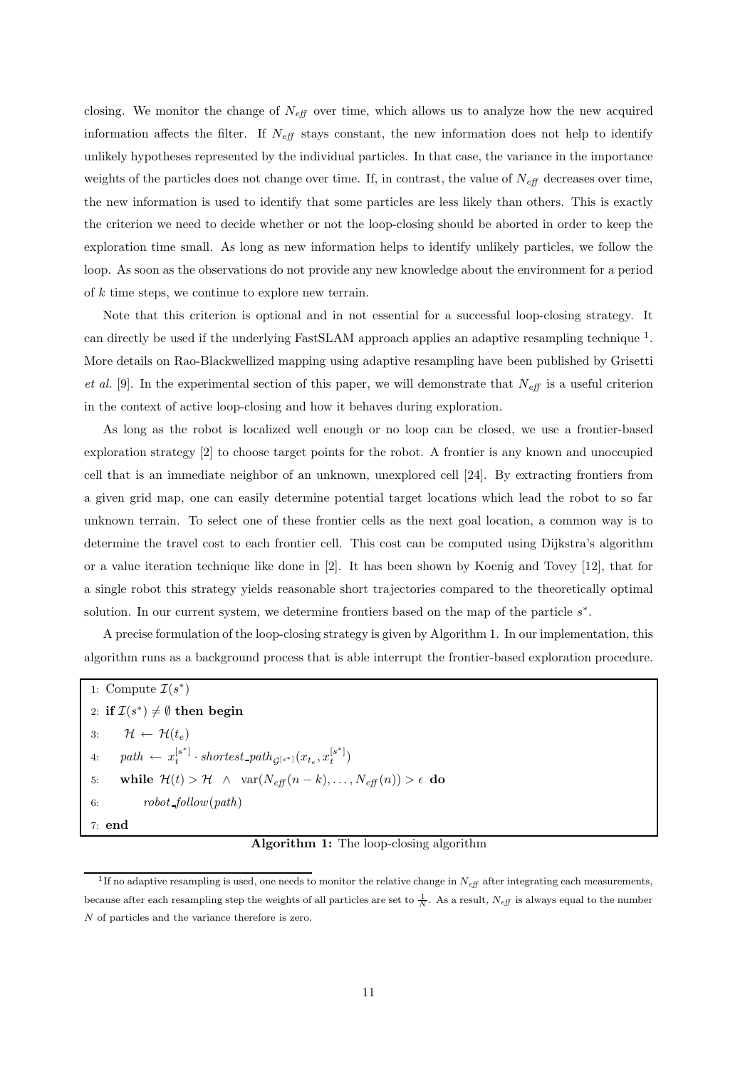closing. We monitor the change of $N_{eff}$ over time, which allows us to analyze how the new acquired information affects the filter. If $N_{eff}$ stays constant, the new information does not help to identify unlikely hypotheses represented by the individual particles. In that case, the variance in the importance weights of the particles does not change over time. If, in contrast, the value of $N_{eff}$ decreases over time, the new information is used to identify that some particles are less likely than others. This is exactly the criterion we need to decide whether or not the loop-closing should be aborted in order to keep the exploration time small. As long as new information helps to identify unlikely particles, we follow the loop. As soon as the observations do not provide any new knowledge about the environment for a period of $k$ time steps, we continue to explore new terrain.

Note that this criterion is optional and in not essential for a successful loop-closing strategy. It can directly be used if the underlying FastSLAM approach applies an adaptive resampling technique [1]. More details on Rao-Blackwellized mapping using adaptive resampling have been published by Grisetti *et al.* [9]. In the experimental section of this paper, we will demonstrate that $N_{eff}$ is a useful criterion in the context of active loop-closing and how it behaves during exploration.

As long as the robot is localized well enough or no loop can be closed, we use a frontier-based exploration strategy [2] to choose target points for the robot. A frontier is any known and unoccupied cell that is an immediate neighbor of an unknown, unexplored cell [24]. By extracting frontiers from a given grid map, one can easily determine potential target locations which lead the robot to so far unknown terrain. To select one of these frontier cells as the next goal location, a common way is to determine the travel cost to each frontier cell. This cost can be computed using Dijkstra's algorithm or a value iteration technique like done in [2]. It has been shown by Koenig and Tovey [12], that for a single robot this strategy yields reasonable short trajectories compared to the theoretically optimal solution. In our current system, we determine frontiers based on the map of the particle $s^*$.

A precise formulation of the loop-closing strategy is given by Algorithm 1. In our implementation, this algorithm runs as a background process that is able interrupt the frontier-based exploration procedure.

```
1: Compute I(s*)
2: if I(s*) ≠ ∅ then begin
3:     H ← H(t_e)
4:     path ← x_t^[s*] · shortest_path_{G^[s*]}(x_{t_e}, x_t^[s*])
5:     while H(t) > H ∧ var(N_eff(n − k), ..., N_eff(n)) > ε do
6:         robot_follow(path)
7: end
```

1: Compute $\mathcal{I}(s^*)$
2: **if** $\mathcal{I}(s^*) \neq \emptyset$ **then begin**
3: $\quad \mathcal{H} \leftarrow \mathcal{H}(t_e)$
4: $\quad path \leftarrow x_t^{[s^*]} \cdot shortest\_path_{\mathcal{G}^{[s^*]}}(x_{t_e}, x_t^{[s^*]})$
5: $\quad$ **while** $\mathcal{H}(t) > \mathcal{H} \ \wedge \ \mathrm{var}(N_{eff}(n-k), \ldots, N_{eff}(n)) > \epsilon$ **do**
6: $\quad\quad robot\_follow(path)$
7: **end**

**Algorithm 1:** The loop-closing algorithm

[1] If no adaptive resampling is used, one needs to monitor the relative change in $N_{eff}$ after integrating each measurements, because after each resampling step the weights of all particles are set to $\frac{1}{N}$. As a result, $N_{eff}$ is always equal to the number $N$ of particles and the variance therefore is zero.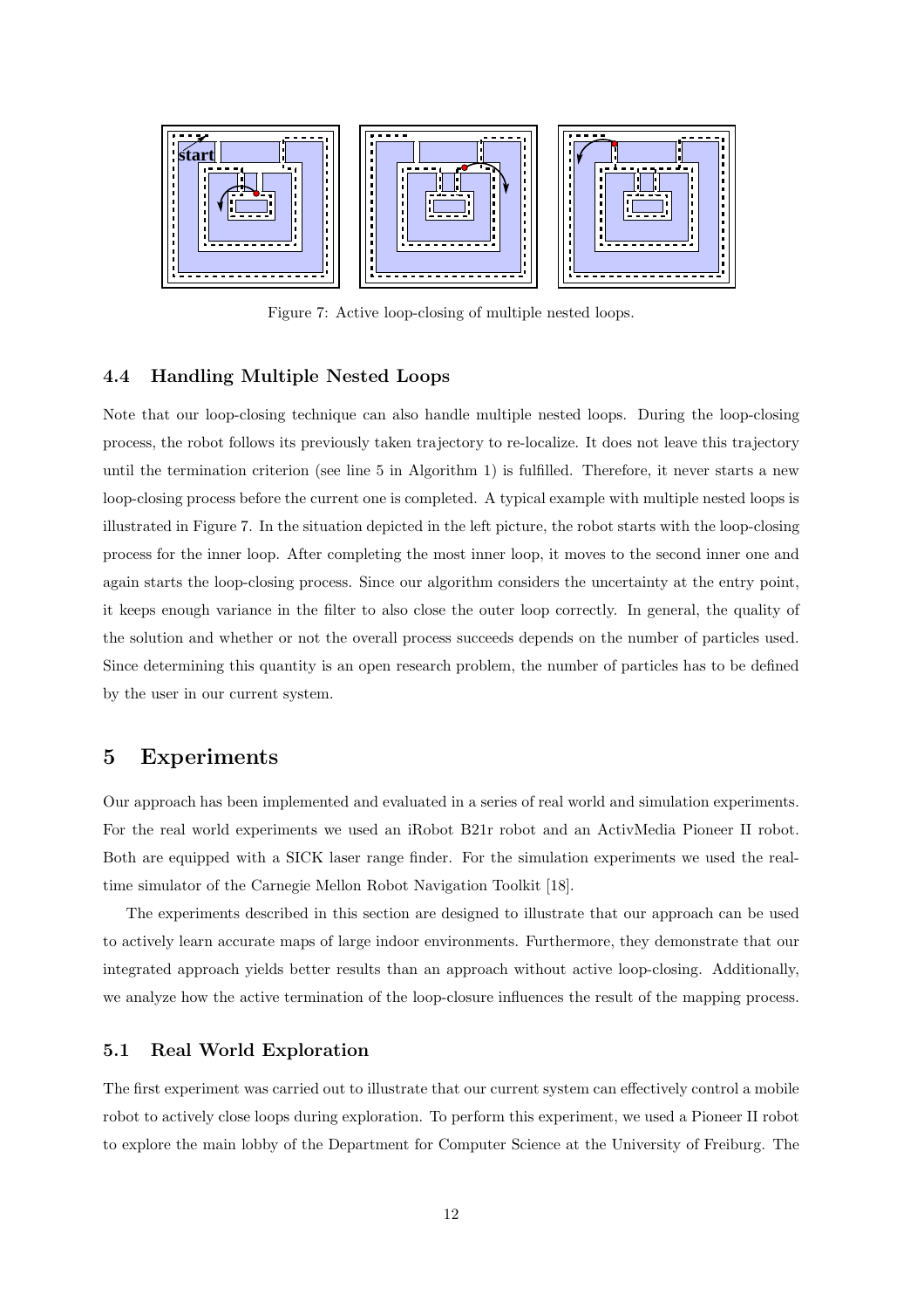Figure 7: Active loop-closing of multiple nested loops.

### 4.4 Handling Multiple Nested Loops

Note that our loop-closing technique can also handle multiple nested loops. During the loop-closing process, the robot follows its previously taken trajectory to re-localize. It does not leave this trajectory until the termination criterion (see line 5 in Algorithm 1) is fulfilled. Therefore, it never starts a new loop-closing process before the current one is completed. A typical example with multiple nested loops is illustrated in Figure 7. In the situation depicted in the left picture, the robot starts with the loop-closing process for the inner loop. After completing the most inner loop, it moves to the second inner one and again starts the loop-closing process. Since our algorithm considers the uncertainty at the entry point, it keeps enough variance in the filter to also close the outer loop correctly. In general, the quality of the solution and whether or not the overall process succeeds depends on the number of particles used. Since determining this quantity is an open research problem, the number of particles has to be defined by the user in our current system.

## 5 Experiments

Our approach has been implemented and evaluated in a series of real world and simulation experiments. For the real world experiments we used an iRobot B21r robot and an ActivMedia Pioneer II robot. Both are equipped with a SICK laser range finder. For the simulation experiments we used the real-time simulator of the Carnegie Mellon Robot Navigation Toolkit [18].

The experiments described in this section are designed to illustrate that our approach can be used to actively learn accurate maps of large indoor environments. Furthermore, they demonstrate that our integrated approach yields better results than an approach without active loop-closing. Additionally, we analyze how the active termination of the loop-closure influences the result of the mapping process.

### 5.1 Real World Exploration

The first experiment was carried out to illustrate that our current system can effectively control a mobile robot to actively close loops during exploration. To perform this experiment, we used a Pioneer II robot to explore the main lobby of the Department for Computer Science at the University of Freiburg. The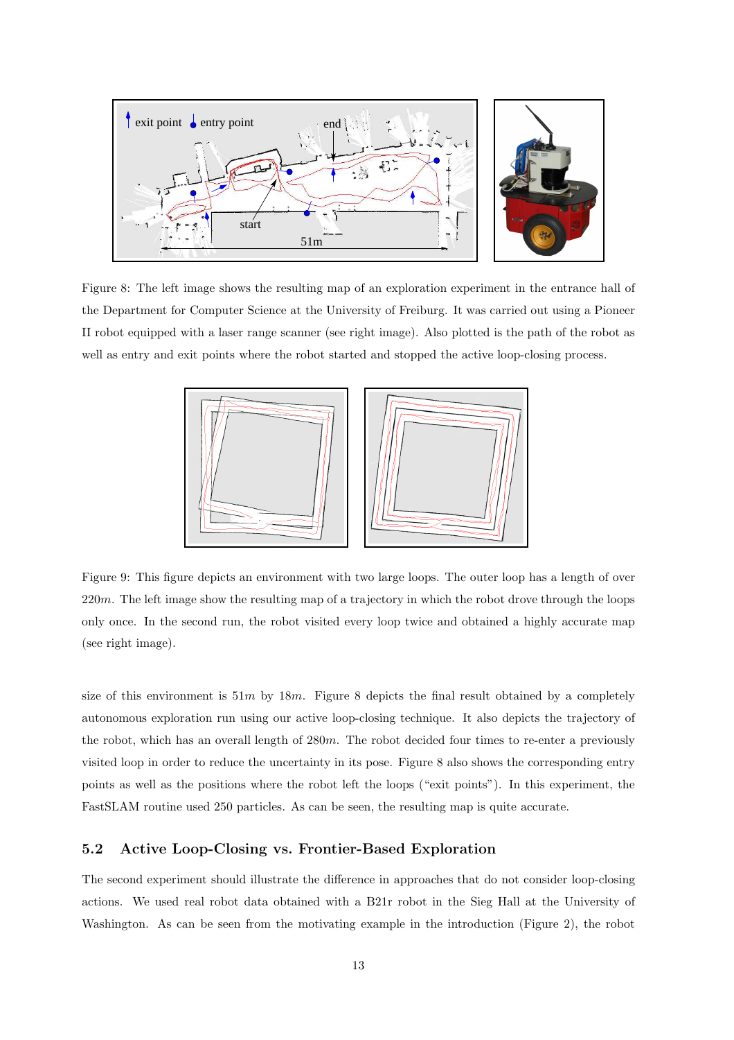Figure 8: The left image shows the resulting map of an exploration experiment in the entrance hall of the Department for Computer Science at the University of Freiburg. It was carried out using a Pioneer II robot equipped with a laser range scanner (see right image). Also plotted is the path of the robot as well as entry and exit points where the robot started and stopped the active loop-closing process.

Figure 9: This figure depicts an environment with two large loops. The outer loop has a length of over $220m$. The left image show the resulting map of a trajectory in which the robot drove through the loops only once. In the second run, the robot visited every loop twice and obtained a highly accurate map (see right image).

size of this environment is $51m$ by $18m$. Figure 8 depicts the final result obtained by a completely autonomous exploration run using our active loop-closing technique. It also depicts the trajectory of the robot, which has an overall length of $280m$. The robot decided four times to re-enter a previously visited loop in order to reduce the uncertainty in its pose. Figure 8 also shows the corresponding entry points as well as the positions where the robot left the loops ("exit points"). In this experiment, the FastSLAM routine used 250 particles. As can be seen, the resulting map is quite accurate.

## 5.2 Active Loop-Closing vs. Frontier-Based Exploration

The second experiment should illustrate the difference in approaches that do not consider loop-closing actions. We used real robot data obtained with a B21r robot in the Sieg Hall at the University of Washington. As can be seen from the motivating example in the introduction (Figure 2), the robot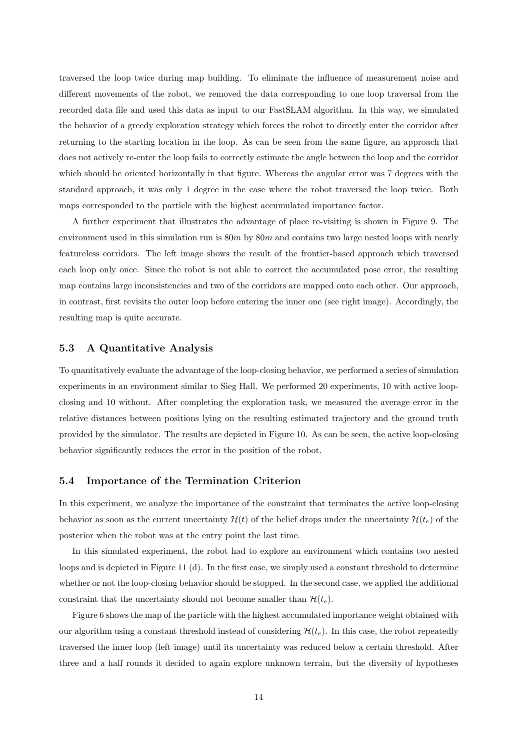traversed the loop twice during map building. To eliminate the influence of measurement noise and different movements of the robot, we removed the data corresponding to one loop traversal from the recorded data file and used this data as input to our FastSLAM algorithm. In this way, we simulated the behavior of a greedy exploration strategy which forces the robot to directly enter the corridor after returning to the starting location in the loop. As can be seen from the same figure, an approach that does not actively re-enter the loop fails to correctly estimate the angle between the loop and the corridor which should be oriented horizontally in that figure. Whereas the angular error was 7 degrees with the standard approach, it was only 1 degree in the case where the robot traversed the loop twice. Both maps corresponded to the particle with the highest accumulated importance factor.

A further experiment that illustrates the advantage of place re-visiting is shown in Figure 9. The environment used in this simulation run is $80m$ by $80m$ and contains two large nested loops with nearly featureless corridors. The left image shows the result of the frontier-based approach which traversed each loop only once. Since the robot is not able to correct the accumulated pose error, the resulting map contains large inconsistencies and two of the corridors are mapped onto each other. Our approach, in contrast, first revisits the outer loop before entering the inner one (see right image). Accordingly, the resulting map is quite accurate.

### 5.3 A Quantitative Analysis

To quantitatively evaluate the advantage of the loop-closing behavior, we performed a series of simulation experiments in an environment similar to Sieg Hall. We performed 20 experiments, 10 with active loop-closing and 10 without. After completing the exploration task, we measured the average error in the relative distances between positions lying on the resulting estimated trajectory and the ground truth provided by the simulator. The results are depicted in Figure 10. As can be seen, the active loop-closing behavior significantly reduces the error in the position of the robot.

### 5.4 Importance of the Termination Criterion

In this experiment, we analyze the importance of the constraint that terminates the active loop-closing behavior as soon as the current uncertainty $\mathcal{H}(t)$ of the belief drops under the uncertainty $\mathcal{H}(t_e)$ of the posterior when the robot was at the entry point the last time.

In this simulated experiment, the robot had to explore an environment which contains two nested loops and is depicted in Figure 11 (d). In the first case, we simply used a constant threshold to determine whether or not the loop-closing behavior should be stopped. In the second case, we applied the additional constraint that the uncertainty should not become smaller than $\mathcal{H}(t_e)$.

Figure 6 shows the map of the particle with the highest accumulated importance weight obtained with our algorithm using a constant threshold instead of considering $\mathcal{H}(t_e)$. In this case, the robot repeatedly traversed the inner loop (left image) until its uncertainty was reduced below a certain threshold. After three and a half rounds it decided to again explore unknown terrain, but the diversity of hypotheses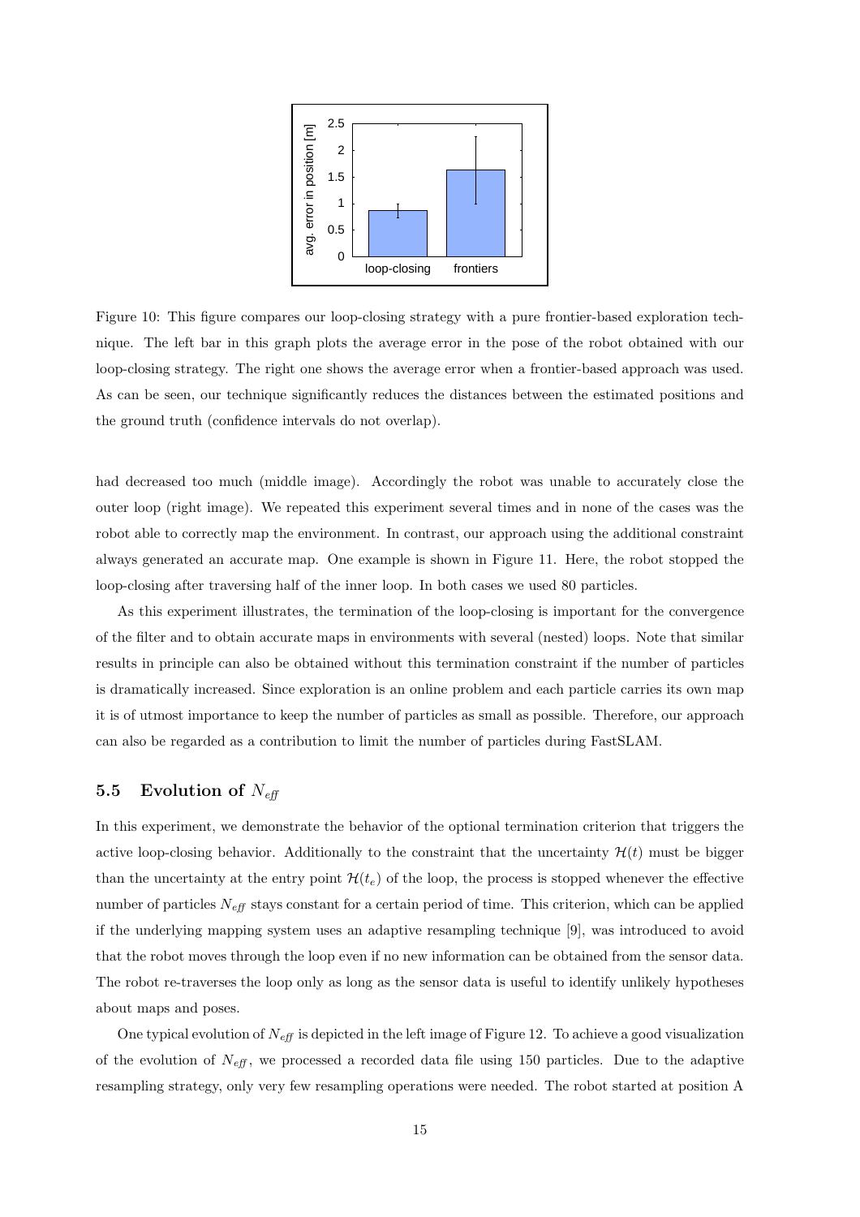Figure 10: This figure compares our loop-closing strategy with a pure frontier-based exploration technique. The left bar in this graph plots the average error in the pose of the robot obtained with our loop-closing strategy. The right one shows the average error when a frontier-based approach was used. As can be seen, our technique significantly reduces the distances between the estimated positions and the ground truth (confidence intervals do not overlap).

had decreased too much (middle image). Accordingly the robot was unable to accurately close the outer loop (right image). We repeated this experiment several times and in none of the cases was the robot able to correctly map the environment. In contrast, our approach using the additional constraint always generated an accurate map. One example is shown in Figure 11. Here, the robot stopped the loop-closing after traversing half of the inner loop. In both cases we used 80 particles.

As this experiment illustrates, the termination of the loop-closing is important for the convergence of the filter and to obtain accurate maps in environments with several (nested) loops. Note that similar results in principle can also be obtained without this termination constraint if the number of particles is dramatically increased. Since exploration is an online problem and each particle carries its own map it is of utmost importance to keep the number of particles as small as possible. Therefore, our approach can also be regarded as a contribution to limit the number of particles during FastSLAM.

## 5.5 Evolution of $N_{eff}$

In this experiment, we demonstrate the behavior of the optional termination criterion that triggers the active loop-closing behavior. Additionally to the constraint that the uncertainty $\mathcal{H}(t)$ must be bigger than the uncertainty at the entry point $\mathcal{H}(t_e)$ of the loop, the process is stopped whenever the effective number of particles $N_{eff}$ stays constant for a certain period of time. This criterion, which can be applied if the underlying mapping system uses an adaptive resampling technique [9], was introduced to avoid that the robot moves through the loop even if no new information can be obtained from the sensor data. The robot re-traverses the loop only as long as the sensor data is useful to identify unlikely hypotheses about maps and poses.

One typical evolution of $N_{eff}$ is depicted in the left image of Figure 12. To achieve a good visualization of the evolution of $N_{eff}$, we processed a recorded data file using 150 particles. Due to the adaptive resampling strategy, only very few resampling operations were needed. The robot started at position A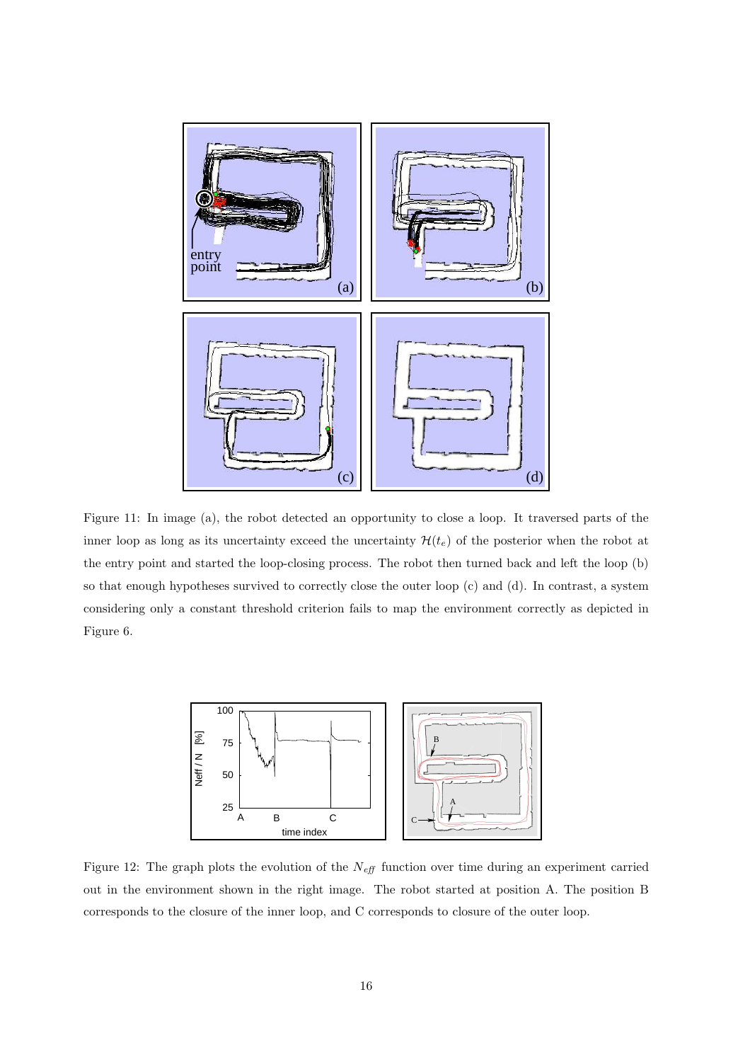Figure 11: In image (a), the robot detected an opportunity to close a loop. It traversed parts of the inner loop as long as its uncertainty exceed the uncertainty $\mathcal{H}(t_e)$ of the posterior when the robot at the entry point and started the loop-closing process. The robot then turned back and left the loop (b) so that enough hypotheses survived to correctly close the outer loop (c) and (d). In contrast, a system considering only a constant threshold criterion fails to map the environment correctly as depicted in Figure 6.

Figure 12: The graph plots the evolution of the $N_{eff}$ function over time during an experiment carried out in the environment shown in the right image. The robot started at position A. The position B corresponds to the closure of the inner loop, and C corresponds to closure of the outer loop.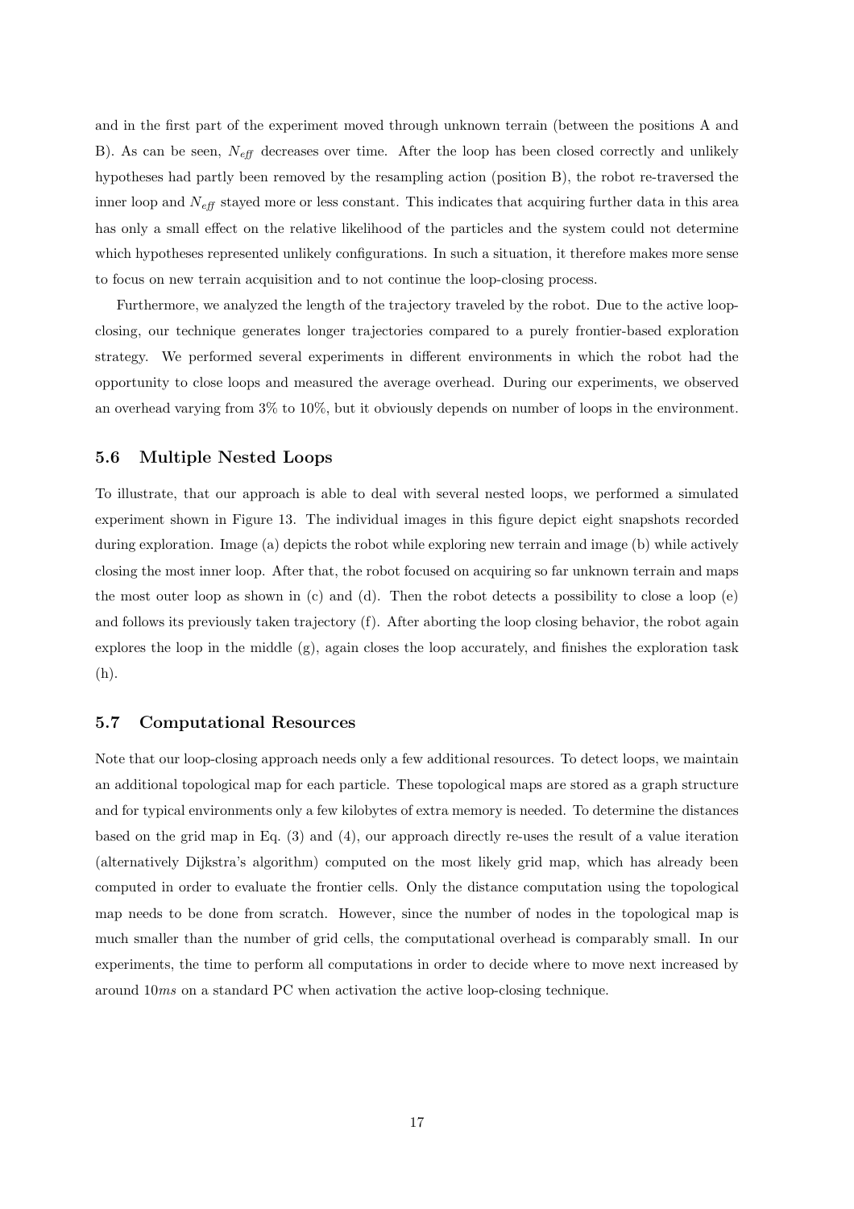and in the first part of the experiment moved through unknown terrain (between the positions A and B). As can be seen, $N_{eff}$ decreases over time. After the loop has been closed correctly and unlikely hypotheses had partly been removed by the resampling action (position B), the robot re-traversed the inner loop and $N_{eff}$ stayed more or less constant. This indicates that acquiring further data in this area has only a small effect on the relative likelihood of the particles and the system could not determine which hypotheses represented unlikely configurations. In such a situation, it therefore makes more sense to focus on new terrain acquisition and to not continue the loop-closing process.

Furthermore, we analyzed the length of the trajectory traveled by the robot. Due to the active loop-closing, our technique generates longer trajectories compared to a purely frontier-based exploration strategy. We performed several experiments in different environments in which the robot had the opportunity to close loops and measured the average overhead. During our experiments, we observed an overhead varying from 3% to 10%, but it obviously depends on number of loops in the environment.

### 5.6 Multiple Nested Loops

To illustrate, that our approach is able to deal with several nested loops, we performed a simulated experiment shown in Figure 13. The individual images in this figure depict eight snapshots recorded during exploration. Image (a) depicts the robot while exploring new terrain and image (b) while actively closing the most inner loop. After that, the robot focused on acquiring so far unknown terrain and maps the most outer loop as shown in (c) and (d). Then the robot detects a possibility to close a loop (e) and follows its previously taken trajectory (f). After aborting the loop closing behavior, the robot again explores the loop in the middle (g), again closes the loop accurately, and finishes the exploration task (h).

### 5.7 Computational Resources

Note that our loop-closing approach needs only a few additional resources. To detect loops, we maintain an additional topological map for each particle. These topological maps are stored as a graph structure and for typical environments only a few kilobytes of extra memory is needed. To determine the distances based on the grid map in Eq. (3) and (4), our approach directly re-uses the result of a value iteration (alternatively Dijkstra's algorithm) computed on the most likely grid map, which has already been computed in order to evaluate the frontier cells. Only the distance computation using the topological map needs to be done from scratch. However, since the number of nodes in the topological map is much smaller than the number of grid cells, the computational overhead is comparably small. In our experiments, the time to perform all computations in order to decide where to move next increased by around $10ms$ on a standard PC when activation the active loop-closing technique.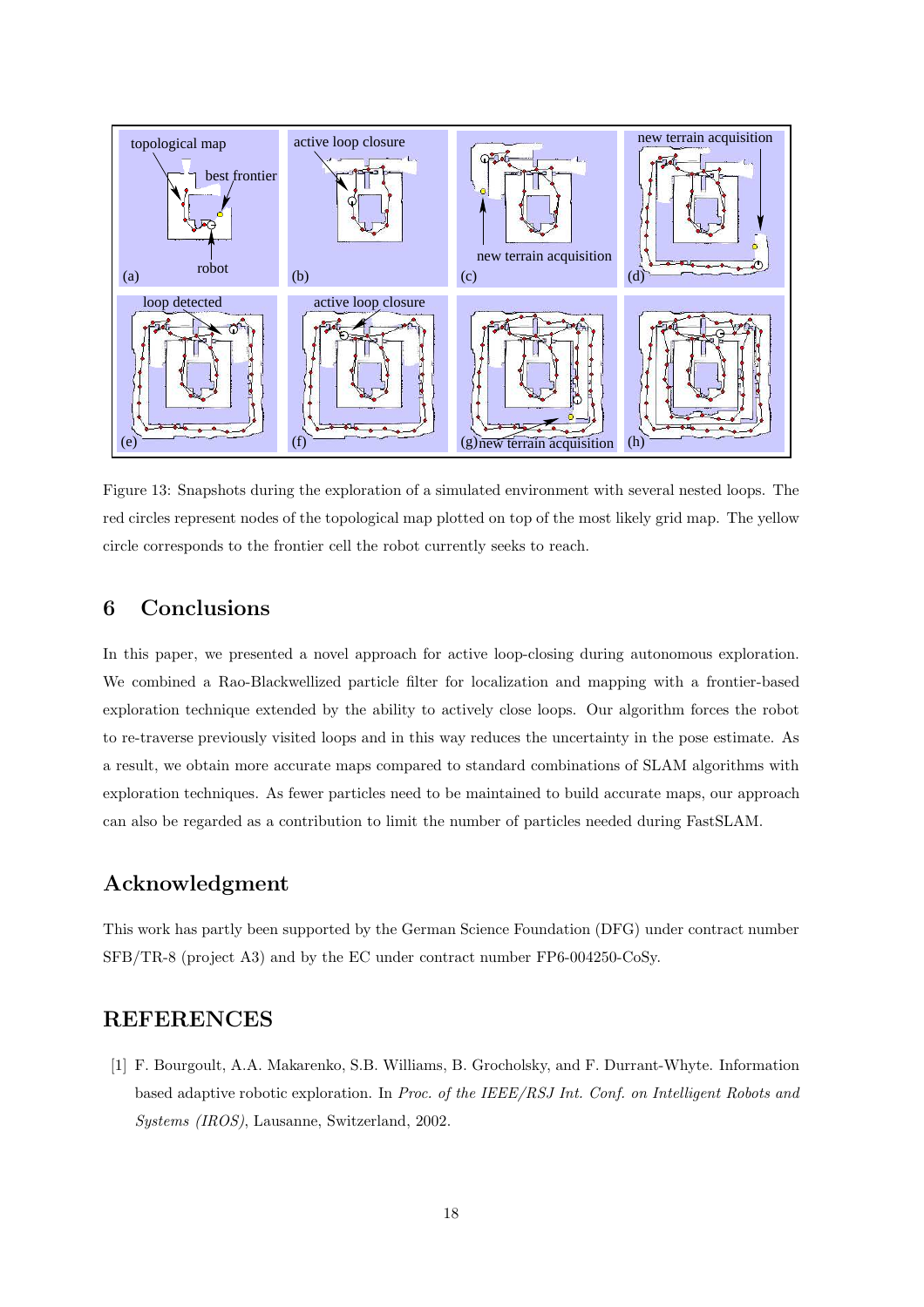Figure 13: Snapshots during the exploration of a simulated environment with several nested loops. The red circles represent nodes of the topological map plotted on top of the most likely grid map. The yellow circle corresponds to the frontier cell the robot currently seeks to reach.

## 6 Conclusions

In this paper, we presented a novel approach for active loop-closing during autonomous exploration. We combined a Rao-Blackwellized particle filter for localization and mapping with a frontier-based exploration technique extended by the ability to actively close loops. Our algorithm forces the robot to re-traverse previously visited loops and in this way reduces the uncertainty in the pose estimate. As a result, we obtain more accurate maps compared to standard combinations of SLAM algorithms with exploration techniques. As fewer particles need to be maintained to build accurate maps, our approach can also be regarded as a contribution to limit the number of particles needed during FastSLAM.

## Acknowledgment

This work has partly been supported by the German Science Foundation (DFG) under contract number SFB/TR-8 (project A3) and by the EC under contract number FP6-004250-CoSy.

## REFERENCES

[1] F. Bourgoult, A.A. Makarenko, S.B. Williams, B. Grocholsky, and F. Durrant-Whyte. Information based adaptive robotic exploration. In *Proc. of the IEEE/RSJ Int. Conf. on Intelligent Robots and Systems (IROS)*, Lausanne, Switzerland, 2002.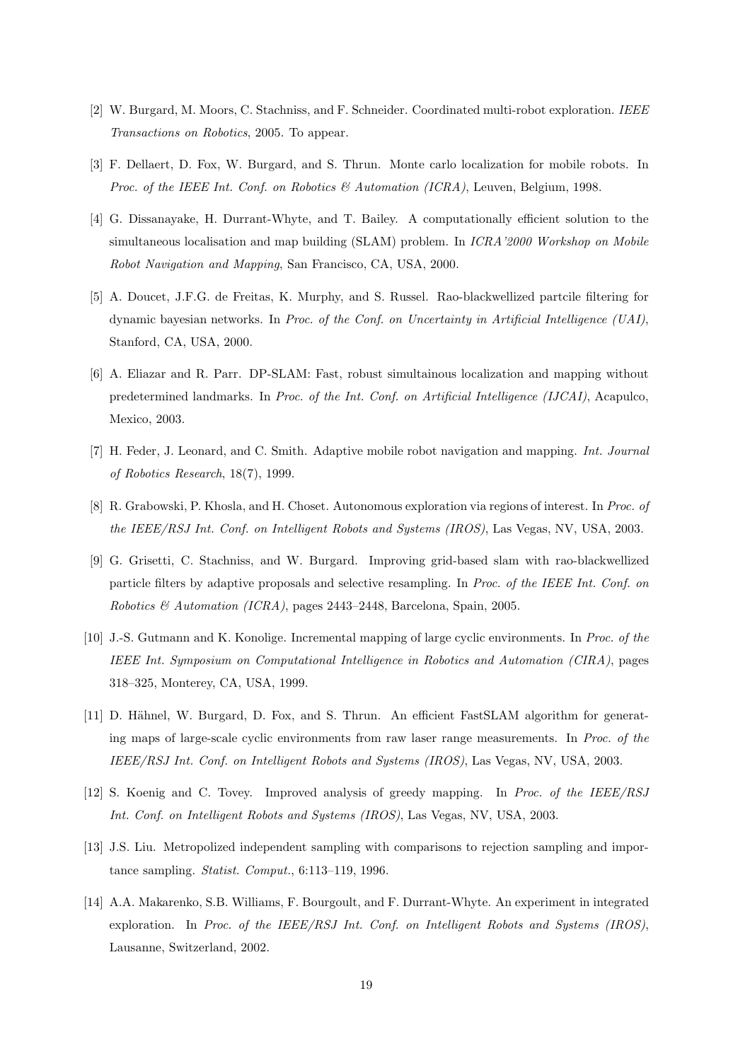[2] W. Burgard, M. Moors, C. Stachniss, and F. Schneider. Coordinated multi-robot exploration. *IEEE Transactions on Robotics*, 2005. To appear.

[3] F. Dellaert, D. Fox, W. Burgard, and S. Thrun. Monte carlo localization for mobile robots. In *Proc. of the IEEE Int. Conf. on Robotics & Automation (ICRA)*, Leuven, Belgium, 1998.

[4] G. Dissanayake, H. Durrant-Whyte, and T. Bailey. A computationally efficient solution to the simultaneous localisation and map building (SLAM) problem. In *ICRA'2000 Workshop on Mobile Robot Navigation and Mapping*, San Francisco, CA, USA, 2000.

[5] A. Doucet, J.F.G. de Freitas, K. Murphy, and S. Russel. Rao-blackwellized partcile filtering for dynamic bayesian networks. In *Proc. of the Conf. on Uncertainty in Artificial Intelligence (UAI)*, Stanford, CA, USA, 2000.

[6] A. Eliazar and R. Parr. DP-SLAM: Fast, robust simultainous localization and mapping without predetermined landmarks. In *Proc. of the Int. Conf. on Artificial Intelligence (IJCAI)*, Acapulco, Mexico, 2003.

[7] H. Feder, J. Leonard, and C. Smith. Adaptive mobile robot navigation and mapping. *Int. Journal of Robotics Research*, 18(7), 1999.

[8] R. Grabowski, P. Khosla, and H. Choset. Autonomous exploration via regions of interest. In *Proc. of the IEEE/RSJ Int. Conf. on Intelligent Robots and Systems (IROS)*, Las Vegas, NV, USA, 2003.

[9] G. Grisetti, C. Stachniss, and W. Burgard. Improving grid-based slam with rao-blackwellized particle filters by adaptive proposals and selective resampling. In *Proc. of the IEEE Int. Conf. on Robotics & Automation (ICRA)*, pages 2443–2448, Barcelona, Spain, 2005.

[10] J.-S. Gutmann and K. Konolige. Incremental mapping of large cyclic environments. In *Proc. of the IEEE Int. Symposium on Computational Intelligence in Robotics and Automation (CIRA)*, pages 318–325, Monterey, CA, USA, 1999.

[11] D. Hähnel, W. Burgard, D. Fox, and S. Thrun. An efficient FastSLAM algorithm for generating maps of large-scale cyclic environments from raw laser range measurements. In *Proc. of the IEEE/RSJ Int. Conf. on Intelligent Robots and Systems (IROS)*, Las Vegas, NV, USA, 2003.

[12] S. Koenig and C. Tovey. Improved analysis of greedy mapping. In *Proc. of the IEEE/RSJ Int. Conf. on Intelligent Robots and Systems (IROS)*, Las Vegas, NV, USA, 2003.

[13] J.S. Liu. Metropolized independent sampling with comparisons to rejection sampling and importance sampling. *Statist. Comput.*, 6:113–119, 1996.

[14] A.A. Makarenko, S.B. Williams, F. Bourgoult, and F. Durrant-Whyte. An experiment in integrated exploration. In *Proc. of the IEEE/RSJ Int. Conf. on Intelligent Robots and Systems (IROS)*, Lausanne, Switzerland, 2002.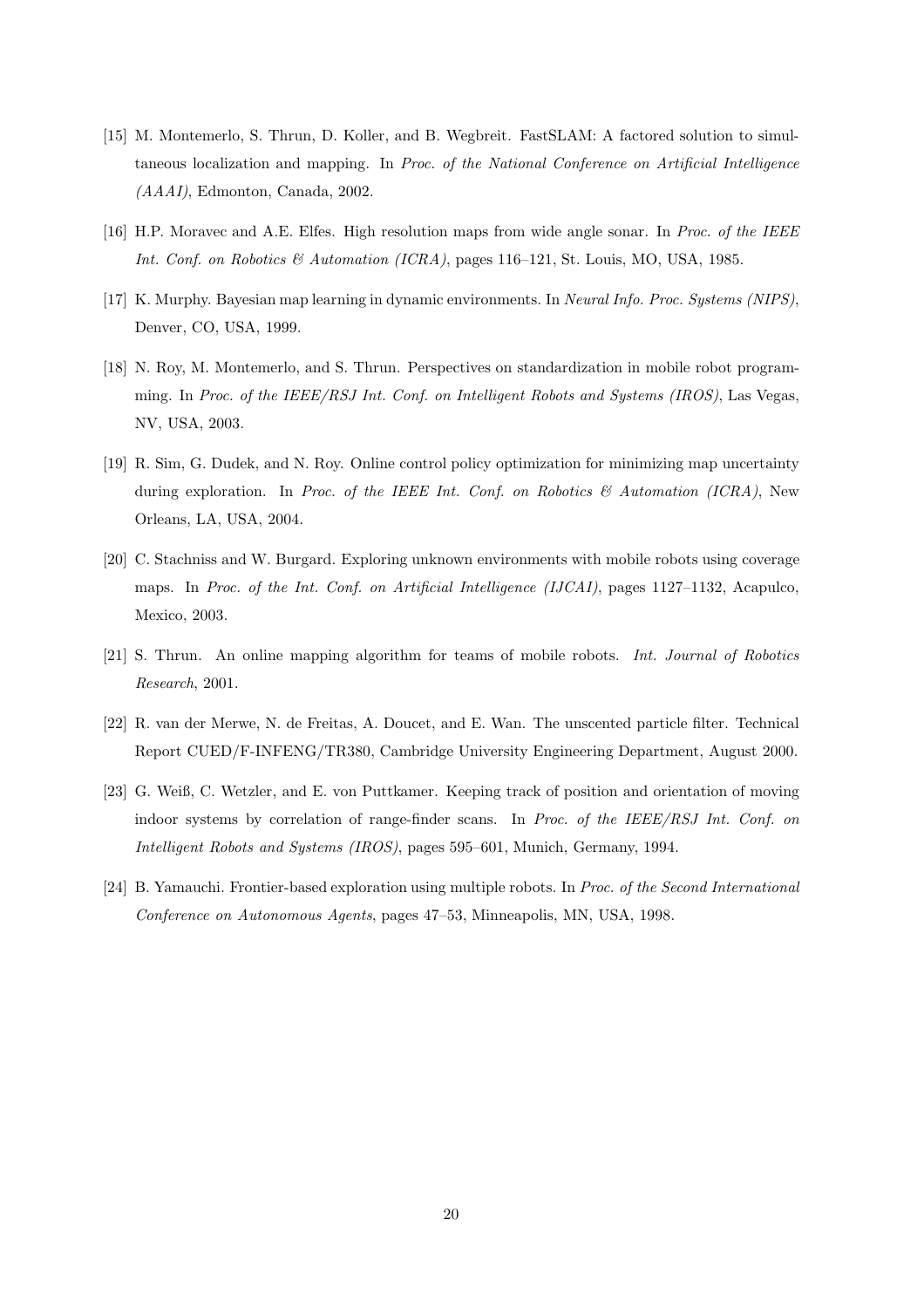[15] M. Montemerlo, S. Thrun, D. Koller, and B. Wegbreit. FastSLAM: A factored solution to simultaneous localization and mapping. In *Proc. of the National Conference on Artificial Intelligence (AAAI)*, Edmonton, Canada, 2002.

[16] H.P. Moravec and A.E. Elfes. High resolution maps from wide angle sonar. In *Proc. of the IEEE Int. Conf. on Robotics & Automation (ICRA)*, pages 116–121, St. Louis, MO, USA, 1985.

[17] K. Murphy. Bayesian map learning in dynamic environments. In *Neural Info. Proc. Systems (NIPS)*, Denver, CO, USA, 1999.

[18] N. Roy, M. Montemerlo, and S. Thrun. Perspectives on standardization in mobile robot programming. In *Proc. of the IEEE/RSJ Int. Conf. on Intelligent Robots and Systems (IROS)*, Las Vegas, NV, USA, 2003.

[19] R. Sim, G. Dudek, and N. Roy. Online control policy optimization for minimizing map uncertainty during exploration. In *Proc. of the IEEE Int. Conf. on Robotics & Automation (ICRA)*, New Orleans, LA, USA, 2004.

[20] C. Stachniss and W. Burgard. Exploring unknown environments with mobile robots using coverage maps. In *Proc. of the Int. Conf. on Artificial Intelligence (IJCAI)*, pages 1127–1132, Acapulco, Mexico, 2003.

[21] S. Thrun. An online mapping algorithm for teams of mobile robots. *Int. Journal of Robotics Research*, 2001.

[22] R. van der Merwe, N. de Freitas, A. Doucet, and E. Wan. The unscented particle filter. Technical Report CUED/F-INFENG/TR380, Cambridge University Engineering Department, August 2000.

[23] G. Weiß, C. Wetzler, and E. von Puttkamer. Keeping track of position and orientation of moving indoor systems by correlation of range-finder scans. In *Proc. of the IEEE/RSJ Int. Conf. on Intelligent Robots and Systems (IROS)*, pages 595–601, Munich, Germany, 1994.

[24] B. Yamauchi. Frontier-based exploration using multiple robots. In *Proc. of the Second International Conference on Autonomous Agents*, pages 47–53, Minneapolis, MN, USA, 1998.